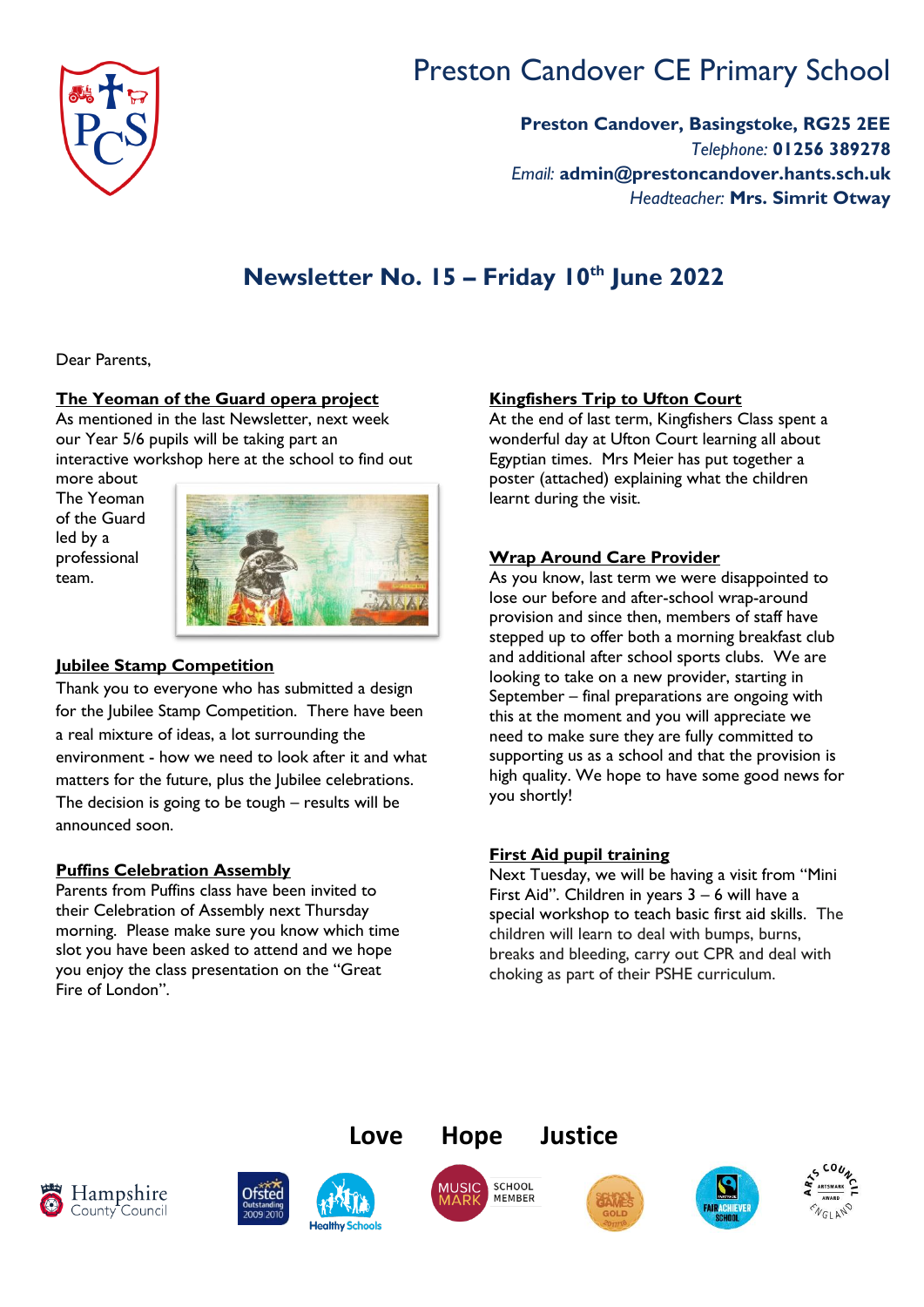# Preston Candover CE Primary School

**Preston Candover, Basingstoke, RG25 2EE**
*Telephone:* **01256 389278**
*Email:* **admin@prestoncandover.hants.sch.uk**
*Headteacher:* **Mrs. Simrit Otway**

## Newsletter No. 15 – Friday 10th June 2022

Dear Parents,

### The Yeoman of the Guard opera project

As mentioned in the last Newsletter, next week our Year 5/6 pupils will be taking part an interactive workshop here at the school to find out more about The Yeoman of the Guard led by a professional team.

### Jubilee Stamp Competition

Thank you to everyone who has submitted a design for the Jubilee Stamp Competition. There have been a real mixture of ideas, a lot surrounding the environment - how we need to look after it and what matters for the future, plus the Jubilee celebrations. The decision is going to be tough – results will be announced soon.

### Puffins Celebration Assembly

Parents from Puffins class have been invited to their Celebration of Assembly next Thursday morning. Please make sure you know which time slot you have been asked to attend and we hope you enjoy the class presentation on the "Great Fire of London".

### Kingfishers Trip to Ufton Court

At the end of last term, Kingfishers Class spent a wonderful day at Ufton Court learning all about Egyptian times. Mrs Meier has put together a poster (attached) explaining what the children learnt during the visit.

### Wrap Around Care Provider

As you know, last term we were disappointed to lose our before and after-school wrap-around provision and since then, members of staff have stepped up to offer both a morning breakfast club and additional after school sports clubs. We are looking to take on a new provider, starting in September – final preparations are ongoing with this at the moment and you will appreciate we need to make sure they are fully committed to supporting us as a school and that the provision is high quality. We hope to have some good news for you shortly!

### First Aid pupil training

Next Tuesday, we will be having a visit from "Mini First Aid". Children in years 3 – 6 will have a special workshop to teach basic first aid skills. The children will learn to deal with bumps, burns, breaks and bleeding, carry out CPR and deal with choking as part of their PSHE curriculum.

**Love Hope Justice**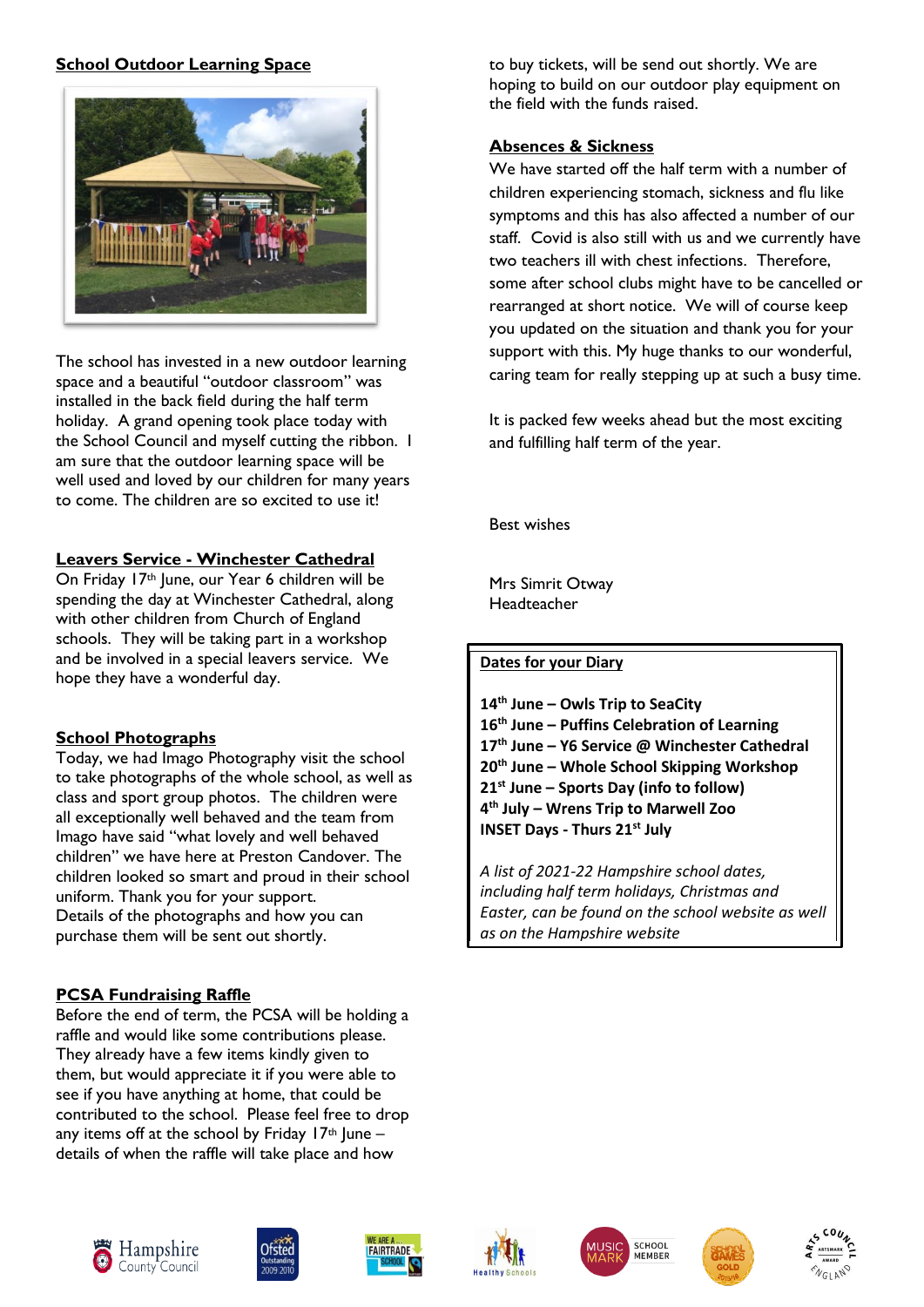## School Outdoor Learning Space

The school has invested in a new outdoor learning space and a beautiful "outdoor classroom" was installed in the back field during the half term holiday. A grand opening took place today with the School Council and myself cutting the ribbon. I am sure that the outdoor learning space will be well used and loved by our children for many years to come. The children are so excited to use it!

## Leavers Service - Winchester Cathedral

On Friday 17th June, our Year 6 children will be spending the day at Winchester Cathedral, along with other children from Church of England schools. They will be taking part in a workshop and be involved in a special leavers service. We hope they have a wonderful day.

## School Photographs

Today, we had Imago Photography visit the school to take photographs of the whole school, as well as class and sport group photos. The children were all exceptionally well behaved and the team from Imago have said "what lovely and well behaved children" we have here at Preston Candover. The children looked so smart and proud in their school uniform. Thank you for your support.
Details of the photographs and how you can purchase them will be sent out shortly.

## PCSA Fundraising Raffle

Before the end of term, the PCSA will be holding a raffle and would like some contributions please. They already have a few items kindly given to them, but would appreciate it if you were able to see if you have anything at home, that could be contributed to the school. Please feel free to drop any items off at the school by Friday 17th June – details of when the raffle will take place and how to buy tickets, will be send out shortly. We are hoping to build on our outdoor play equipment on the field with the funds raised.

## Absences & Sickness

We have started off the half term with a number of children experiencing stomach, sickness and flu like symptoms and this has also affected a number of our staff. Covid is also still with us and we currently have two teachers ill with chest infections. Therefore, some after school clubs might have to be cancelled or rearranged at short notice. We will of course keep you updated on the situation and thank you for your support with this. My huge thanks to our wonderful, caring team for really stepping up at such a busy time.

It is packed few weeks ahead but the most exciting and fulfilling half term of the year.

Best wishes

Mrs Simrit Otway
Headteacher

## Dates for your Diary

**14th June – Owls Trip to SeaCity**
**16th June – Puffins Celebration of Learning**
**17th June – Y6 Service @ Winchester Cathedral**
**20th June – Whole School Skipping Workshop**
**21st June – Sports Day (info to follow)**
**4th July – Wrens Trip to Marwell Zoo**
**INSET Days - Thurs 21st July**

*A list of 2021-22 Hampshire school dates, including half term holidays, Christmas and Easter, can be found on the school website as well as on the Hampshire website*